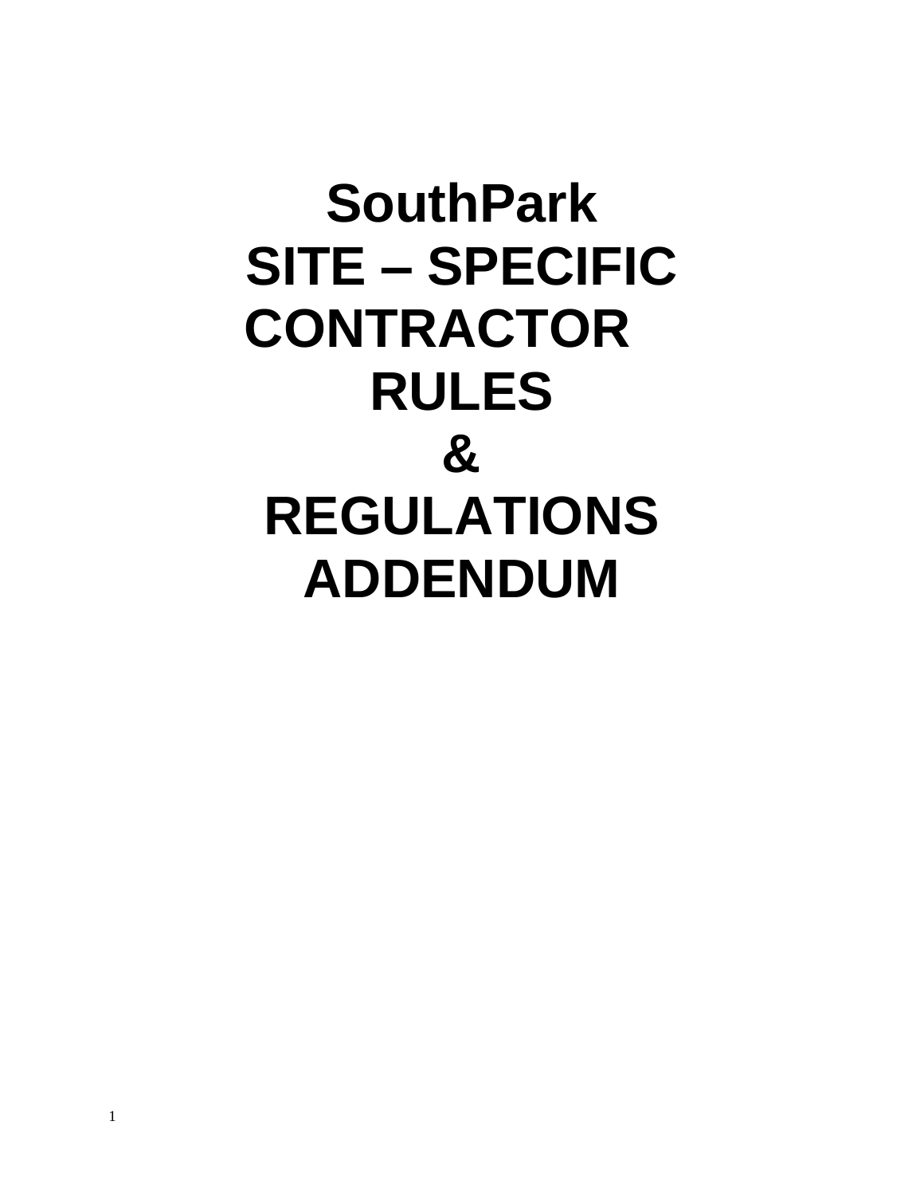# SouthPark
# SITE – SPECIFIC CONTRACTOR RULES & REGULATIONS ADDENDUM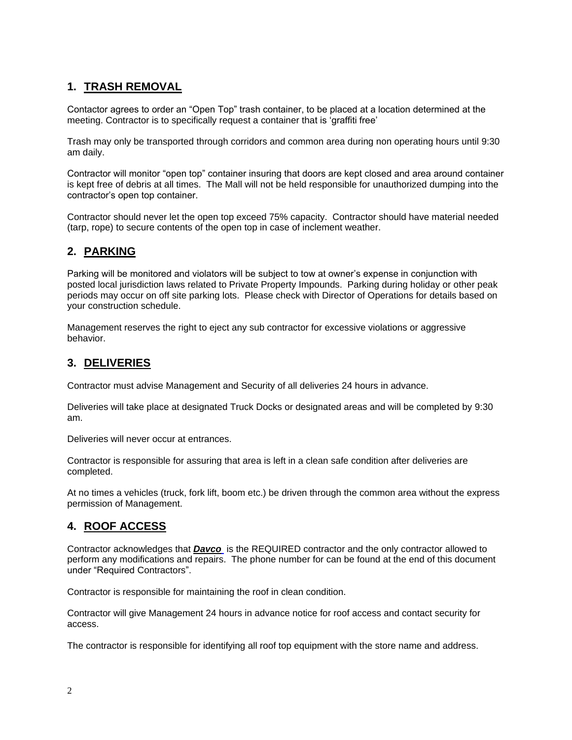## 1. TRASH REMOVAL

Contactor agrees to order an "Open Top" trash container, to be placed at a location determined at the meeting. Contractor is to specifically request a container that is 'graffiti free'

Trash may only be transported through corridors and common area during non operating hours until 9:30 am daily.

Contractor will monitor "open top" container insuring that doors are kept closed and area around container is kept free of debris at all times. The Mall will not be held responsible for unauthorized dumping into the contractor's open top container.

Contractor should never let the open top exceed 75% capacity. Contractor should have material needed (tarp, rope) to secure contents of the open top in case of inclement weather.

## 2. PARKING

Parking will be monitored and violators will be subject to tow at owner's expense in conjunction with posted local jurisdiction laws related to Private Property Impounds. Parking during holiday or other peak periods may occur on off site parking lots. Please check with Director of Operations for details based on your construction schedule.

Management reserves the right to eject any sub contractor for excessive violations or aggressive behavior.

## 3. DELIVERIES

Contractor must advise Management and Security of all deliveries 24 hours in advance.

Deliveries will take place at designated Truck Docks or designated areas and will be completed by 9:30 am.

Deliveries will never occur at entrances.

Contractor is responsible for assuring that area is left in a clean safe condition after deliveries are completed.

At no times a vehicles (truck, fork lift, boom etc.) be driven through the common area without the express permission of Management.

## 4. ROOF ACCESS

Contractor acknowledges that ***Davco*** is the REQUIRED contractor and the only contractor allowed to perform any modifications and repairs. The phone number for can be found at the end of this document under "Required Contractors".

Contractor is responsible for maintaining the roof in clean condition.

Contractor will give Management 24 hours in advance notice for roof access and contact security for access.

The contractor is responsible for identifying all roof top equipment with the store name and address.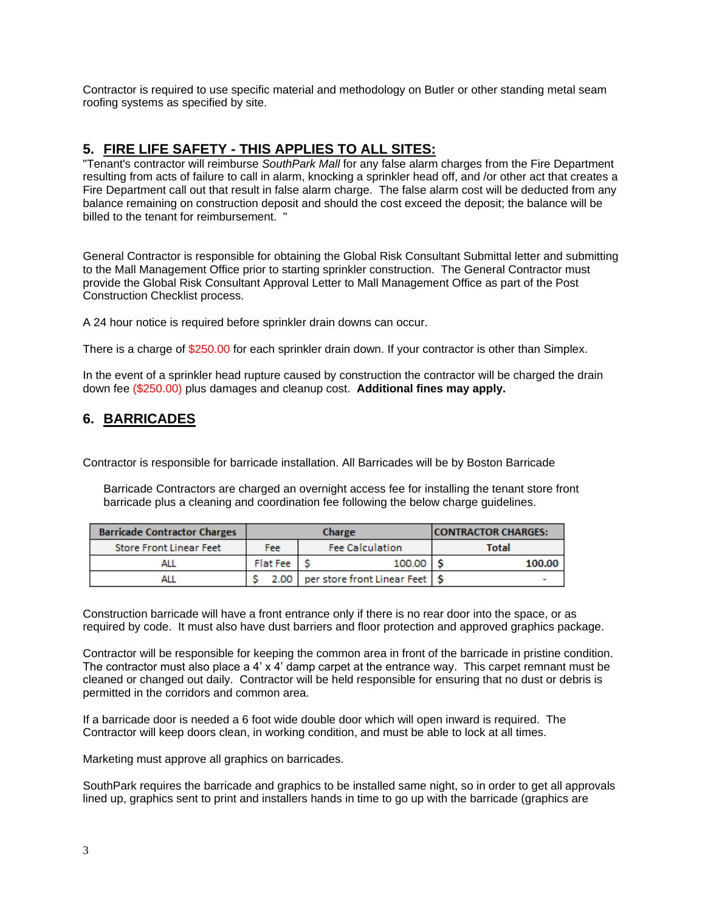Contractor is required to use specific material and methodology on Butler or other standing metal seam roofing systems as specified by site.

## 5. FIRE LIFE SAFETY - THIS APPLIES TO ALL SITES:

"Tenant's contractor will reimburse *SouthPark Mall* for any false alarm charges from the Fire Department resulting from acts of failure to call in alarm, knocking a sprinkler head off, and /or other act that creates a Fire Department call out that result in false alarm charge. The false alarm cost will be deducted from any balance remaining on construction deposit and should the cost exceed the deposit; the balance will be billed to the tenant for reimbursement. "

General Contractor is responsible for obtaining the Global Risk Consultant Submittal letter and submitting to the Mall Management Office prior to starting sprinkler construction. The General Contractor must provide the Global Risk Consultant Approval Letter to Mall Management Office as part of the Post Construction Checklist process.

A 24 hour notice is required before sprinkler drain downs can occur.

There is a charge of $250.00 for each sprinkler drain down. If your contractor is other than Simplex.

In the event of a sprinkler head rupture caused by construction the contractor will be charged the drain down fee ($250.00) plus damages and cleanup cost. **Additional fines may apply.**

## 6. BARRICADES

Contractor is responsible for barricade installation. All Barricades will be by Boston Barricade

Barricade Contractors are charged an overnight access fee for installing the tenant store front barricade plus a cleaning and coordination fee following the below charge guidelines.

| Barricade Contractor Charges | Charge | | CONTRACTOR CHARGES: |
|---|---|---|---|
| Store Front Linear Feet | Fee | Fee Calculation | Total |
| ALL | Flat Fee | $ 100.00 | $ 100.00 |
| ALL | $ 2.00 | per store front Linear Feet | $ - |

Construction barricade will have a front entrance only if there is no rear door into the space, or as required by code. It must also have dust barriers and floor protection and approved graphics package.

Contractor will be responsible for keeping the common area in front of the barricade in pristine condition. The contractor must also place a 4' x 4' damp carpet at the entrance way. This carpet remnant must be cleaned or changed out daily. Contractor will be held responsible for ensuring that no dust or debris is permitted in the corridors and common area.

If a barricade door is needed a 6 foot wide double door which will open inward is required. The Contractor will keep doors clean, in working condition, and must be able to lock at all times.

Marketing must approve all graphics on barricades.

SouthPark requires the barricade and graphics to be installed same night, so in order to get all approvals lined up, graphics sent to print and installers hands in time to go up with the barricade (graphics are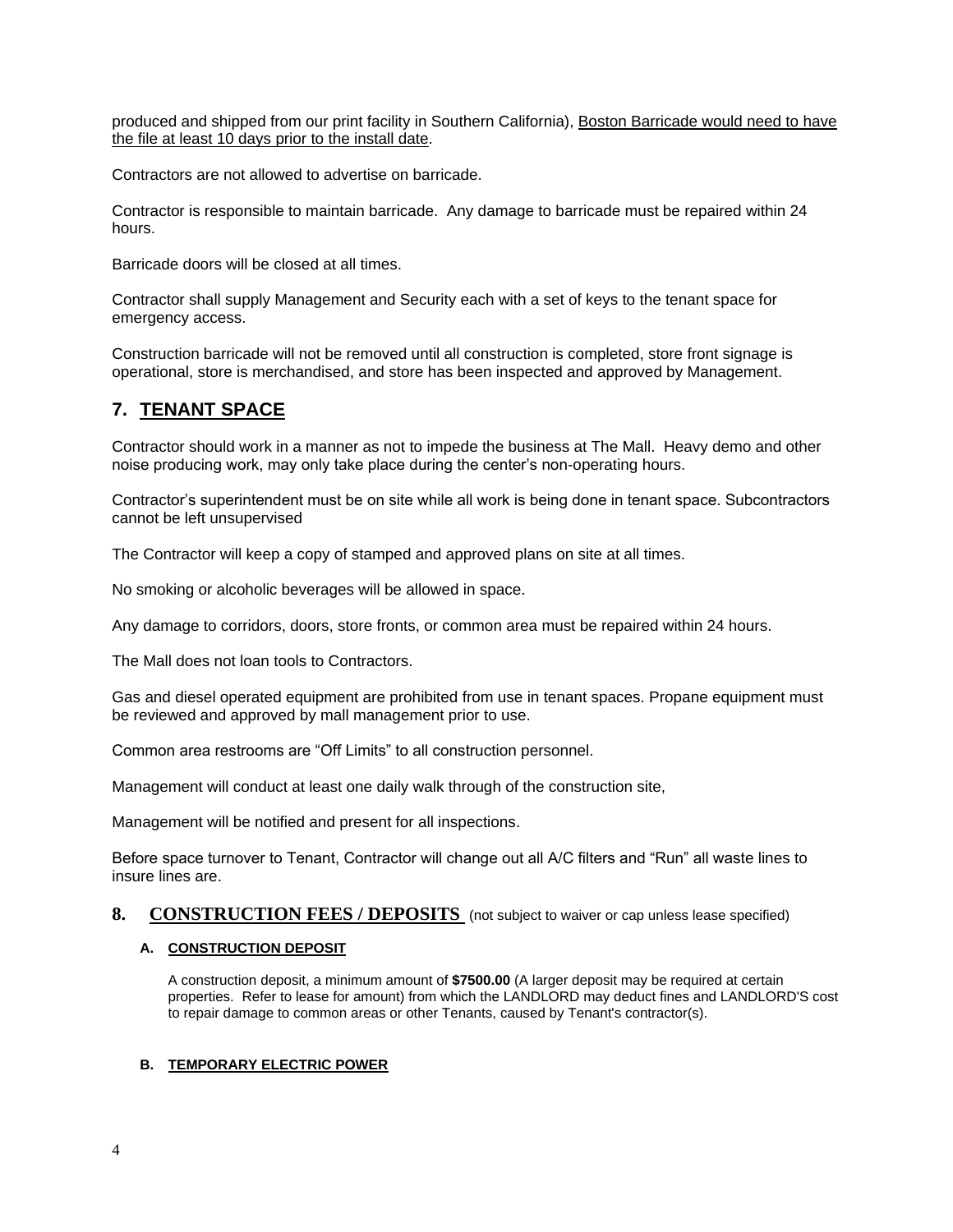produced and shipped from our print facility in Southern California), Boston Barricade would need to have the file at least 10 days prior to the install date.

Contractors are not allowed to advertise on barricade.

Contractor is responsible to maintain barricade. Any damage to barricade must be repaired within 24 hours.

Barricade doors will be closed at all times.

Contractor shall supply Management and Security each with a set of keys to the tenant space for emergency access.

Construction barricade will not be removed until all construction is completed, store front signage is operational, store is merchandised, and store has been inspected and approved by Management.

## 7. TENANT SPACE

Contractor should work in a manner as not to impede the business at The Mall. Heavy demo and other noise producing work, may only take place during the center's non-operating hours.

Contractor's superintendent must be on site while all work is being done in tenant space. Subcontractors cannot be left unsupervised

The Contractor will keep a copy of stamped and approved plans on site at all times.

No smoking or alcoholic beverages will be allowed in space.

Any damage to corridors, doors, store fronts, or common area must be repaired within 24 hours.

The Mall does not loan tools to Contractors.

Gas and diesel operated equipment are prohibited from use in tenant spaces. Propane equipment must be reviewed and approved by mall management prior to use.

Common area restrooms are "Off Limits" to all construction personnel.

Management will conduct at least one daily walk through of the construction site,

Management will be notified and present for all inspections.

Before space turnover to Tenant, Contractor will change out all A/C filters and "Run" all waste lines to insure lines are.

## 8. CONSTRUCTION FEES / DEPOSITS (not subject to waiver or cap unless lease specified)

### A. CONSTRUCTION DEPOSIT

A construction deposit, a minimum amount of **$7500.00** (A larger deposit may be required at certain properties. Refer to lease for amount) from which the LANDLORD may deduct fines and LANDLORD'S cost to repair damage to common areas or other Tenants, caused by Tenant's contractor(s).

### B. TEMPORARY ELECTRIC POWER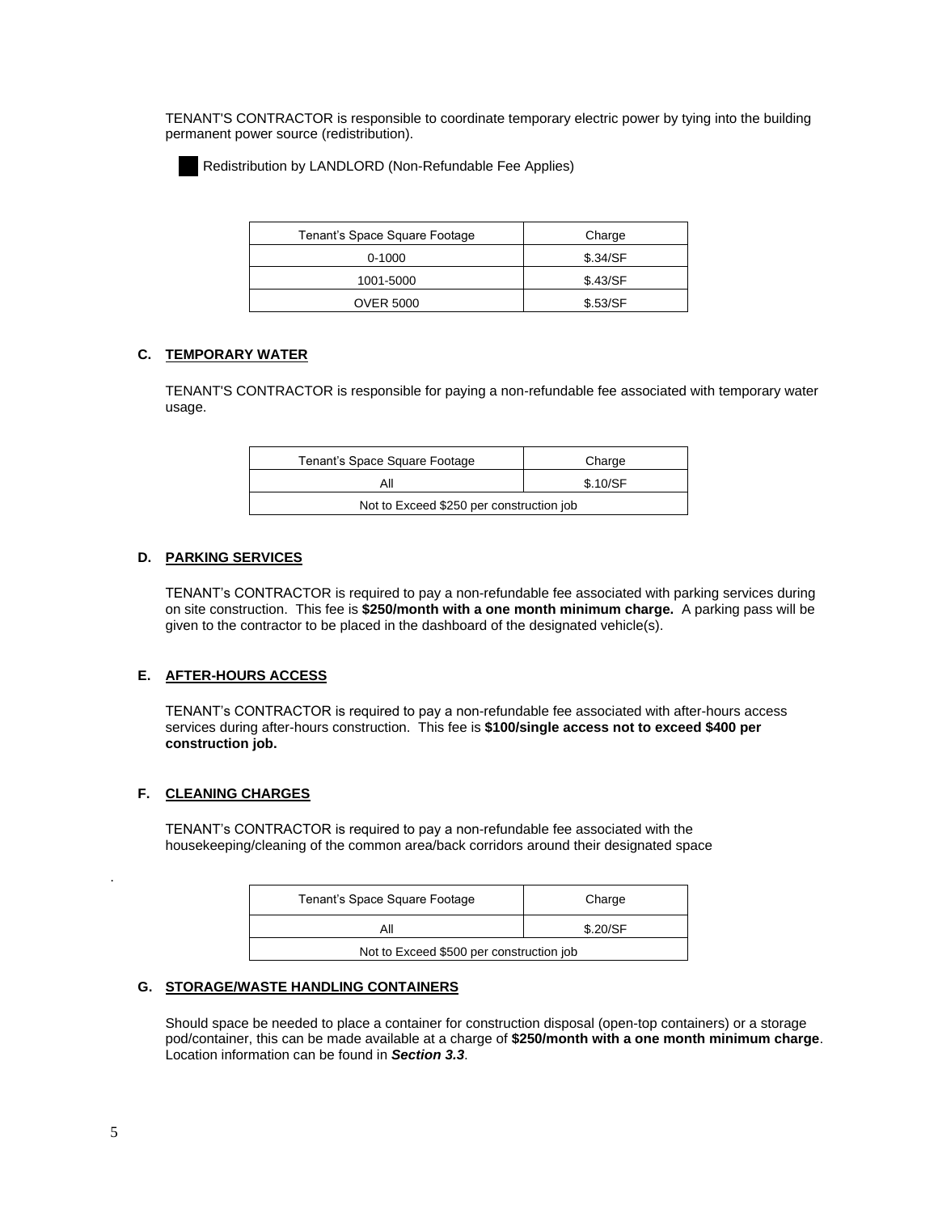TENANT'S CONTRACTOR is responsible to coordinate temporary electric power by tying into the building permanent power source (redistribution).

■ Redistribution by LANDLORD (Non-Refundable Fee Applies)

| Tenant's Space Square Footage | Charge |
|---|---|
| 0-1000 | $.34/SF |
| 1001-5000 | $.43/SF |
| OVER 5000 | $.53/SF |

### C. TEMPORARY WATER

TENANT'S CONTRACTOR is responsible for paying a non-refundable fee associated with temporary water usage.

| Tenant's Space Square Footage | Charge |
|---|---|
| All | $.10/SF |
| Not to Exceed $250 per construction job | |

### D. PARKING SERVICES

TENANT's CONTRACTOR is required to pay a non-refundable fee associated with parking services during on site construction. This fee is **$250/month with a one month minimum charge.** A parking pass will be given to the contractor to be placed in the dashboard of the designated vehicle(s).

### E. AFTER-HOURS ACCESS

TENANT's CONTRACTOR is required to pay a non-refundable fee associated with after-hours access services during after-hours construction. This fee is **$100/single access not to exceed $400 per construction job.**

### F. CLEANING CHARGES

TENANT's CONTRACTOR is required to pay a non-refundable fee associated with the housekeeping/cleaning of the common area/back corridors around their designated space

.

| Tenant's Space Square Footage | Charge |
|---|---|
| All | $.20/SF |
| Not to Exceed $500 per construction job | |

### G. STORAGE/WASTE HANDLING CONTAINERS

Should space be needed to place a container for construction disposal (open-top containers) or a storage pod/container, this can be made available at a charge of **$250/month with a one month minimum charge**. Location information can be found in ***Section 3.3***.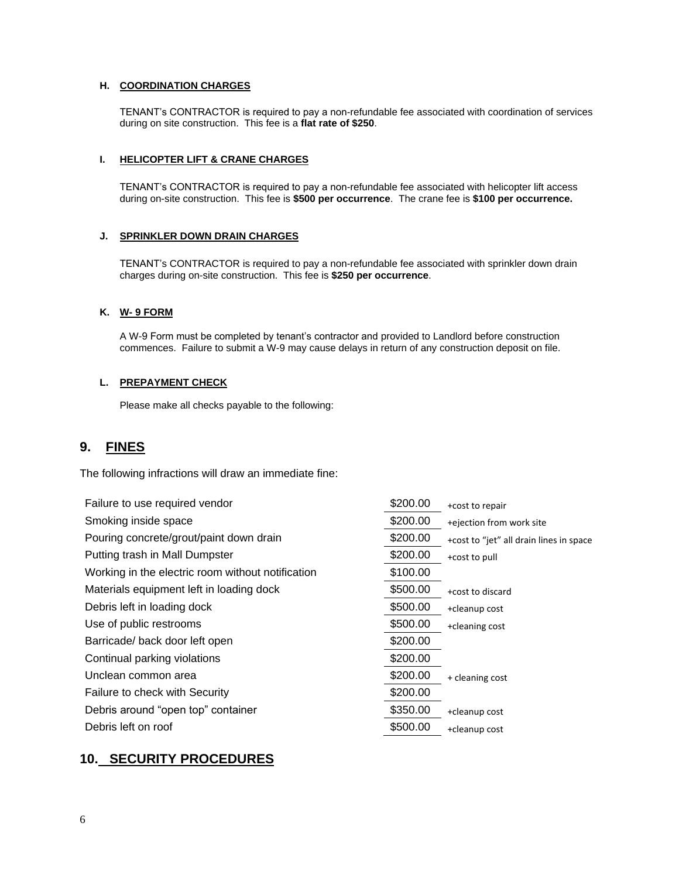#### H. COORDINATION CHARGES

TENANT's CONTRACTOR is required to pay a non-refundable fee associated with coordination of services during on site construction. This fee is a **flat rate of $250**.

#### I. HELICOPTER LIFT & CRANE CHARGES

TENANT's CONTRACTOR is required to pay a non-refundable fee associated with helicopter lift access during on-site construction. This fee is **$500 per occurrence**. The crane fee is **$100 per occurrence.**

#### J. SPRINKLER DOWN DRAIN CHARGES

TENANT's CONTRACTOR is required to pay a non-refundable fee associated with sprinkler down drain charges during on-site construction. This fee is **$250 per occurrence**.

#### K. W- 9 FORM

A W-9 Form must be completed by tenant's contractor and provided to Landlord before construction commences. Failure to submit a W-9 may cause delays in return of any construction deposit on file.

#### L. PREPAYMENT CHECK

Please make all checks payable to the following:

## 9. FINES

The following infractions will draw an immediate fine:

| Infraction | Fine | Additional |
|---|---|---|
| Failure to use required vendor | $200.00 | +cost to repair |
| Smoking inside space | $200.00 | +ejection from work site |
| Pouring concrete/grout/paint down drain | $200.00 | +cost to "jet" all drain lines in space |
| Putting trash in Mall Dumpster | $200.00 | +cost to pull |
| Working in the electric room without notification | $100.00 | |
| Materials equipment left in loading dock | $500.00 | +cost to discard |
| Debris left in loading dock | $500.00 | +cleanup cost |
| Use of public restrooms | $500.00 | +cleaning cost |
| Barricade/ back door left open | $200.00 | |
| Continual parking violations | $200.00 | |
| Unclean common area | $200.00 | + cleaning cost |
| Failure to check with Security | $200.00 | |
| Debris around "open top" container | $350.00 | +cleanup cost |
| Debris left on roof | $500.00 | +cleanup cost |

## 10. SECURITY PROCEDURES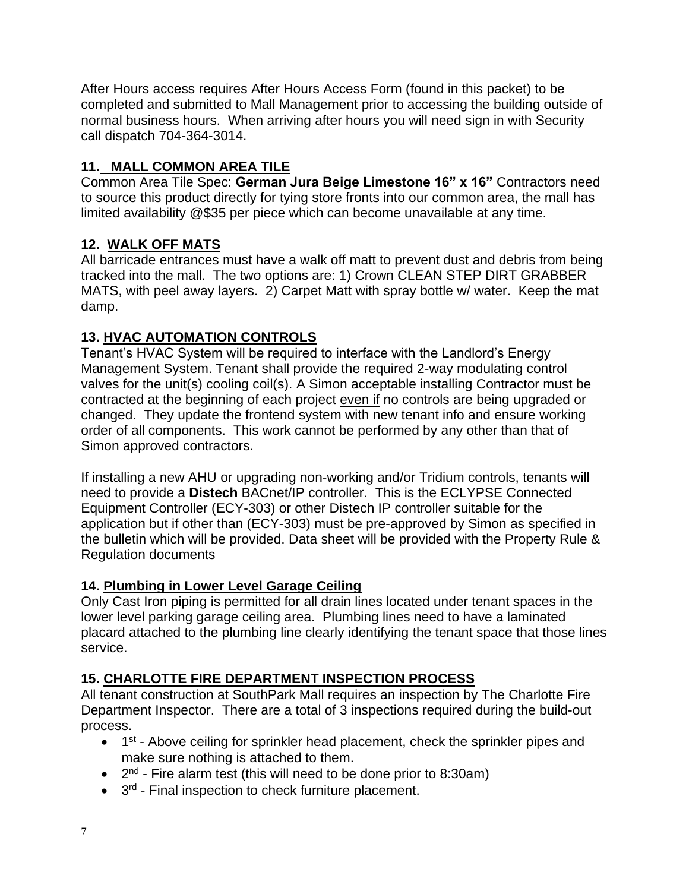After Hours access requires After Hours Access Form (found in this packet) to be completed and submitted to Mall Management prior to accessing the building outside of normal business hours. When arriving after hours you will need sign in with Security call dispatch 704-364-3014.

### 11. MALL COMMON AREA TILE

Common Area Tile Spec: **German Jura Beige Limestone 16" x 16"** Contractors need to source this product directly for tying store fronts into our common area, the mall has limited availability @$35 per piece which can become unavailable at any time.

### 12. WALK OFF MATS

All barricade entrances must have a walk off matt to prevent dust and debris from being tracked into the mall. The two options are: 1) Crown CLEAN STEP DIRT GRABBER MATS, with peel away layers. 2) Carpet Matt with spray bottle w/ water. Keep the mat damp.

### 13. HVAC AUTOMATION CONTROLS

Tenant's HVAC System will be required to interface with the Landlord's Energy Management System. Tenant shall provide the required 2-way modulating control valves for the unit(s) cooling coil(s). A Simon acceptable installing Contractor must be contracted at the beginning of each project even if no controls are being upgraded or changed. They update the frontend system with new tenant info and ensure working order of all components. This work cannot be performed by any other than that of Simon approved contractors.

If installing a new AHU or upgrading non-working and/or Tridium controls, tenants will need to provide a **Distech** BACnet/IP controller. This is the ECLYPSE Connected Equipment Controller (ECY-303) or other Distech IP controller suitable for the application but if other than (ECY-303) must be pre-approved by Simon as specified in the bulletin which will be provided. Data sheet will be provided with the Property Rule & Regulation documents

### 14. Plumbing in Lower Level Garage Ceiling

Only Cast Iron piping is permitted for all drain lines located under tenant spaces in the lower level parking garage ceiling area. Plumbing lines need to have a laminated placard attached to the plumbing line clearly identifying the tenant space that those lines service.

### 15. CHARLOTTE FIRE DEPARTMENT INSPECTION PROCESS

All tenant construction at SouthPark Mall requires an inspection by The Charlotte Fire Department Inspector. There are a total of 3 inspections required during the build-out process.

- 1st - Above ceiling for sprinkler head placement, check the sprinkler pipes and make sure nothing is attached to them.
- 2nd - Fire alarm test (this will need to be done prior to 8:30am)
- 3rd - Final inspection to check furniture placement.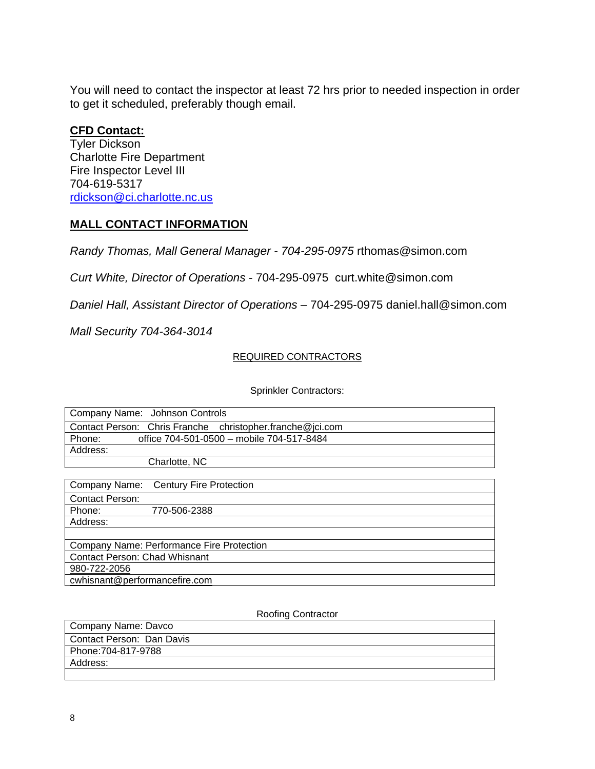You will need to contact the inspector at least 72 hrs prior to needed inspection in order to get it scheduled, preferably though email.

**CFD Contact:**
Tyler Dickson
Charlotte Fire Department
Fire Inspector Level III
704-619-5317
rdickson@ci.charlotte.nc.us

**MALL CONTACT INFORMATION**

*Randy Thomas, Mall General Manager - 704-295-0975* rthomas@simon.com

*Curt White, Director of Operations* - 704-295-0975 curt.white@simon.com

*Daniel Hall, Assistant Director of Operations* – 704-295-0975 daniel.hall@simon.com

*Mall Security 704-364-3014*

REQUIRED CONTRACTORS

Sprinkler Contractors:

| Company Name: Johnson Controls |
|---|
| Contact Person: Chris Franche christopher.franche@jci.com |
| Phone: office 704-501-0500 – mobile 704-517-8484 |
| Address: |
| Charlotte, NC |

| Company Name: Century Fire Protection |
|---|
| Contact Person: |
| Phone: 770-506-2388 |
| Address: |
| |
| Company Name: Performance Fire Protection |
| Contact Person: Chad Whisnant |
| 980-722-2056 |
| cwhisnant@performancefire.com |

Roofing Contractor

| Company Name: Davco |
|---|
| Contact Person: Dan Davis |
| Phone:704-817-9788 |
| Address: |
| |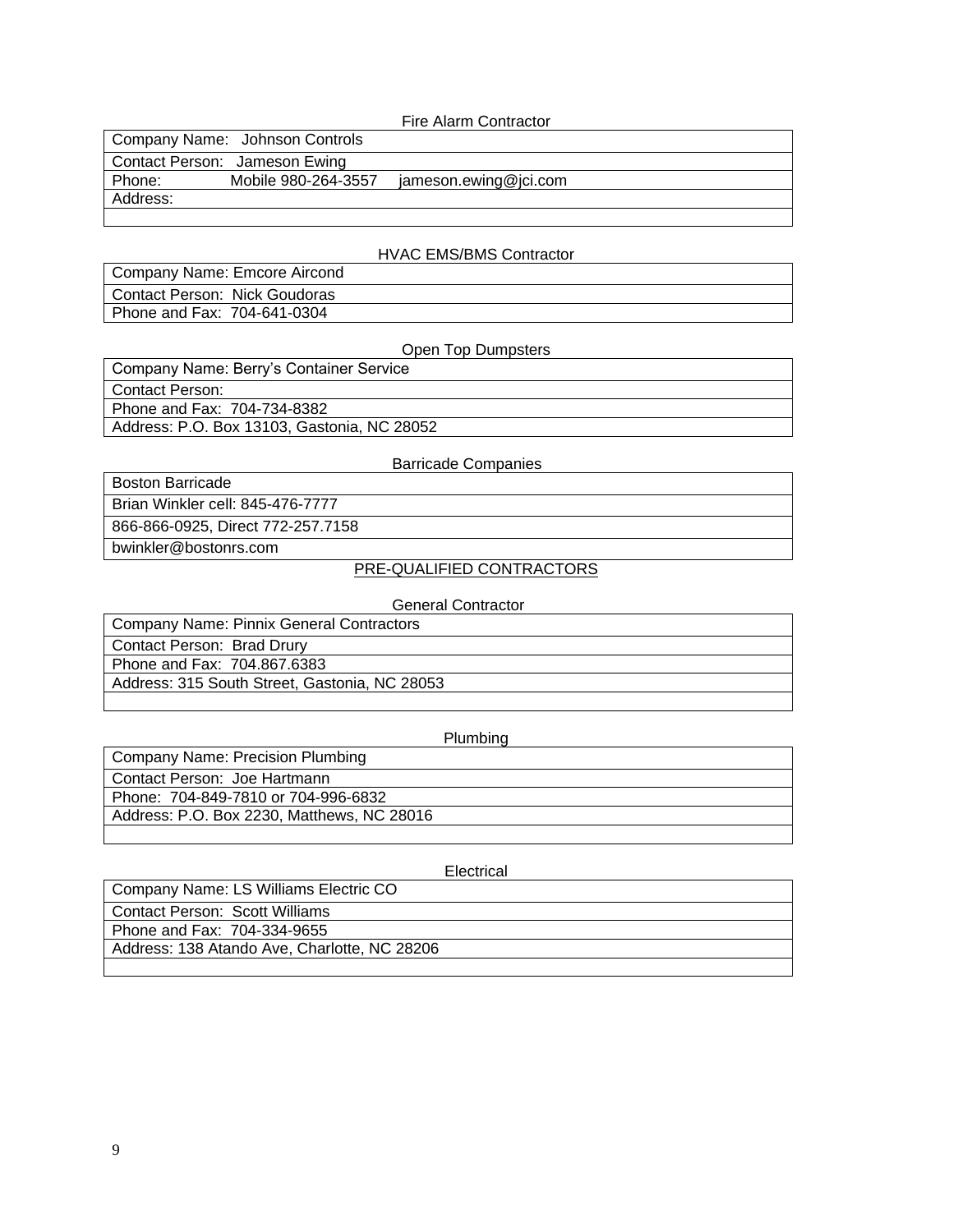### Fire Alarm Contractor

| Company Name: Johnson Controls |
| --- |
| Contact Person: Jameson Ewing |
| Phone: Mobile 980-264-3557 jameson.ewing@jci.com |
| Address: |
| |

### HVAC EMS/BMS Contractor

| Company Name: Emcore Aircond |
| --- |
| Contact Person: Nick Goudoras |
| Phone and Fax: 704-641-0304 |

### Open Top Dumpsters

| Company Name: Berry's Container Service |
| --- |
| Contact Person: |
| Phone and Fax: 704-734-8382 |
| Address: P.O. Box 13103, Gastonia, NC 28052 |

### Barricade Companies

| Boston Barricade |
| --- |
| Brian Winkler cell: 845-476-7777 |
| 866-866-0925, Direct 772-257.7158 |
| bwinkler@bostonrs.com |

## PRE-QUALIFIED CONTRACTORS

### General Contractor

| Company Name: Pinnix General Contractors |
| --- |
| Contact Person: Brad Drury |
| Phone and Fax: 704.867.6383 |
| Address: 315 South Street, Gastonia, NC 28053 |
| |

### Plumbing

| Company Name: Precision Plumbing |
| --- |
| Contact Person: Joe Hartmann |
| Phone: 704-849-7810 or 704-996-6832 |
| Address: P.O. Box 2230, Matthews, NC 28016 |
| |

### Electrical

| Company Name: LS Williams Electric CO |
| --- |
| Contact Person: Scott Williams |
| Phone and Fax: 704-334-9655 |
| Address: 138 Atando Ave, Charlotte, NC 28206 |
| |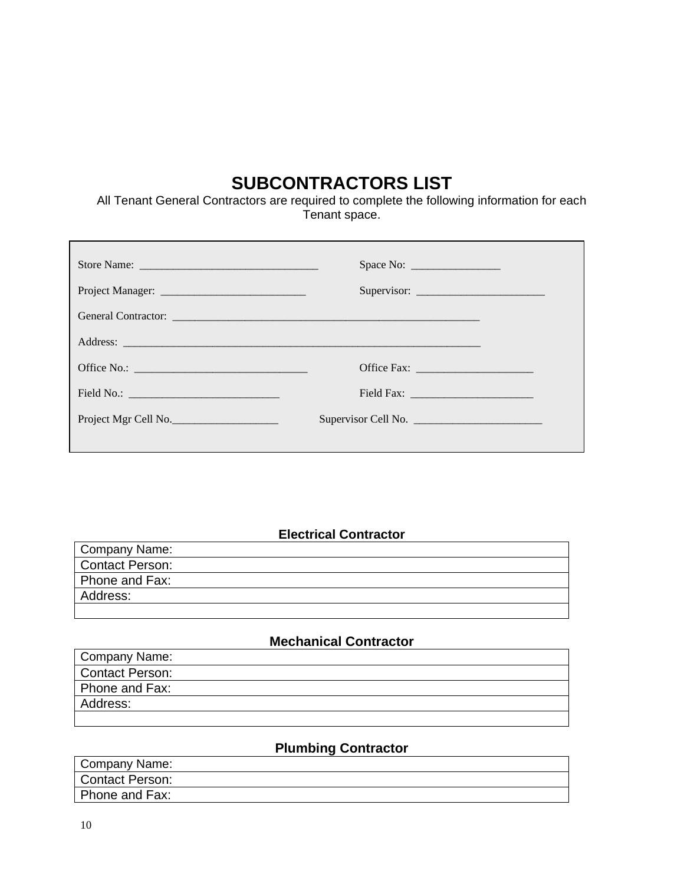# SUBCONTRACTORS LIST

All Tenant General Contractors are required to complete the following information for each Tenant space.

Store Name: ________________________________ Space No: ________________

Project Manager: __________________________ Supervisor: _______________________

General Contractor: ______________________________________________________

Address: _______________________________________________________________

Office No.: _______________________________ Office Fax: _____________________

Field No.: ___________________________ Field Fax: ______________________

Project Mgr Cell No.___________________ Supervisor Cell No. _______________________

### Electrical Contractor

| Company Name: |
|---|
| Contact Person: |
| Phone and Fax: |
| Address: |
| |

### Mechanical Contractor

| Company Name: |
|---|
| Contact Person: |
| Phone and Fax: |
| Address: |
| |

### Plumbing Contractor

| Company Name: |
|---|
| Contact Person: |
| Phone and Fax: |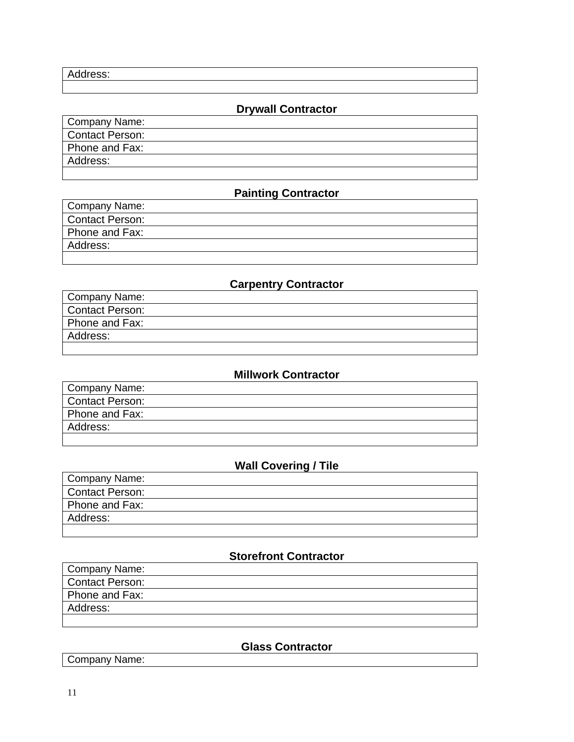| Address: |
| --- |
| |

**Drywall Contractor**

| Company Name: |
| --- |
| Contact Person: |
| Phone and Fax: |
| Address: |
| |

**Painting Contractor**

| Company Name: |
| --- |
| Contact Person: |
| Phone and Fax: |
| Address: |
| |

**Carpentry Contractor**

| Company Name: |
| --- |
| Contact Person: |
| Phone and Fax: |
| Address: |
| |

**Millwork Contractor**

| Company Name: |
| --- |
| Contact Person: |
| Phone and Fax: |
| Address: |
| |

**Wall Covering / Tile**

| Company Name: |
| --- |
| Contact Person: |
| Phone and Fax: |
| Address: |
| |

**Storefront Contractor**

| Company Name: |
| --- |
| Contact Person: |
| Phone and Fax: |
| Address: |
| |

**Glass Contractor**

| Company Name: |
| --- |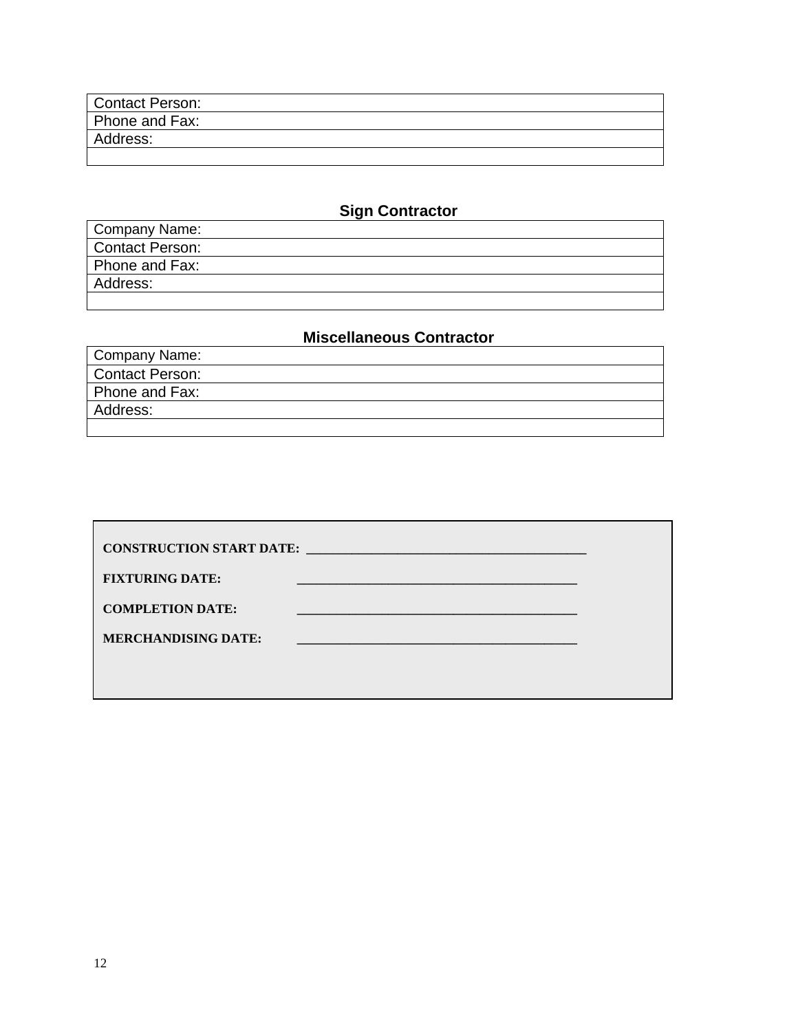| Contact Person: |
|---|
| Phone and Fax: |
| Address: |
| |

### Sign Contractor

| Company Name: |
|---|
| Contact Person: |
| Phone and Fax: |
| Address: |
| |

### Miscellaneous Contractor

| Company Name: |
|---|
| Contact Person: |
| Phone and Fax: |
| Address: |
| |

**CONSTRUCTION START DATE:** ____________________________________________

**FIXTURING DATE:** ____________________________________________

**COMPLETION DATE:** ____________________________________________

**MERCHANDISING DATE:** ____________________________________________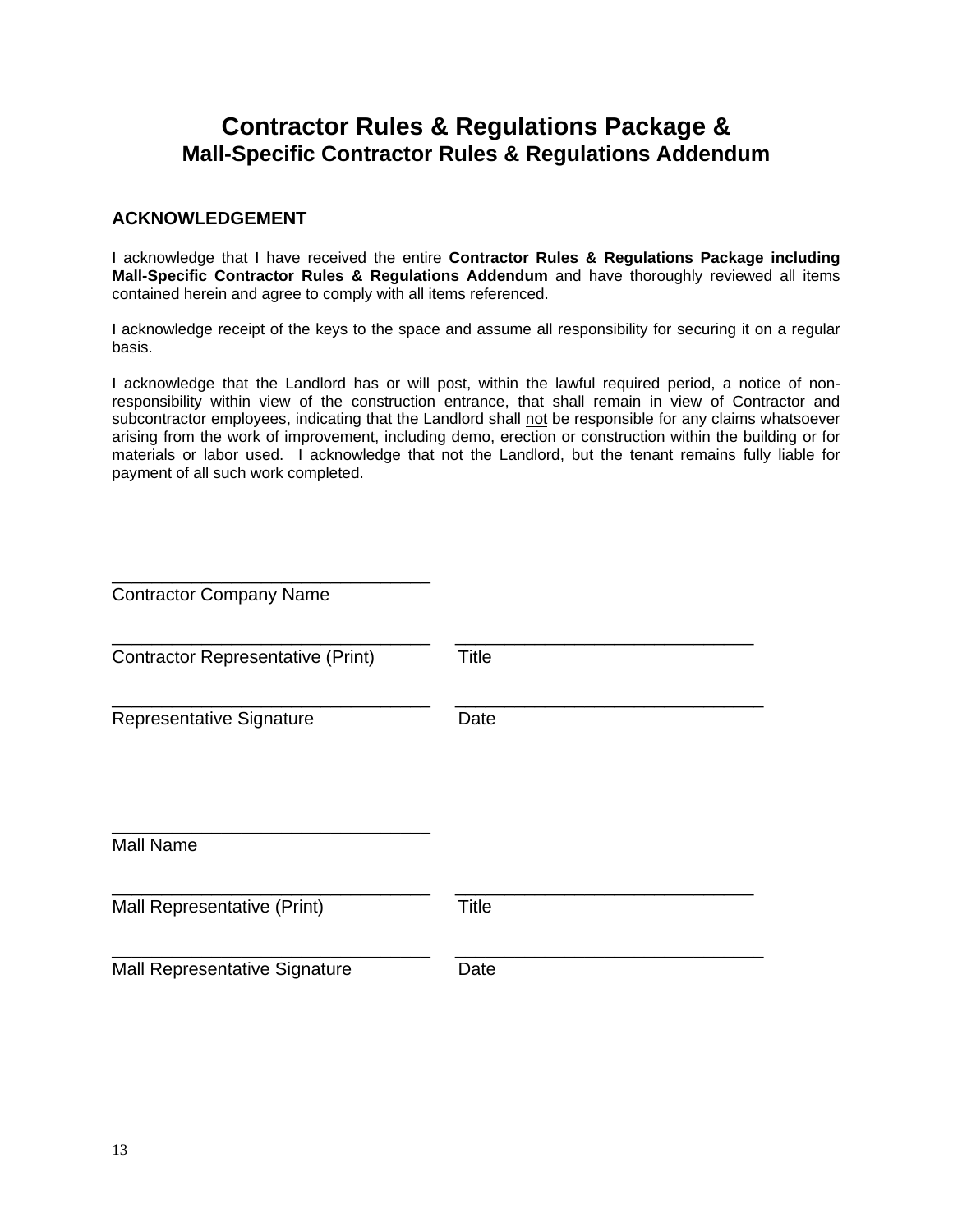# Contractor Rules & Regulations Package &
## Mall-Specific Contractor Rules & Regulations Addendum

### ACKNOWLEDGEMENT

I acknowledge that I have received the entire **Contractor Rules & Regulations Package including Mall-Specific Contractor Rules & Regulations Addendum** and have thoroughly reviewed all items contained herein and agree to comply with all items referenced.

I acknowledge receipt of the keys to the space and assume all responsibility for securing it on a regular basis.

I acknowledge that the Landlord has or will post, within the lawful required period, a notice of non-responsibility within view of the construction entrance, that shall remain in view of Contractor and subcontractor employees, indicating that the Landlord shall <u>not</u> be responsible for any claims whatsoever arising from the work of improvement, including demo, erection or construction within the building or for materials or labor used. I acknowledge that not the Landlord, but the tenant remains fully liable for payment of all such work completed.

\_\_\_\_\_\_\_\_\_\_\_\_\_\_\_\_\_\_\_\_\_\_\_\_\_\_\_\_\_\_\_\_
Contractor Company Name

\_\_\_\_\_\_\_\_\_\_\_\_\_\_\_\_\_\_\_\_\_\_\_\_\_\_\_\_\_\_\_\_ \_\_\_\_\_\_\_\_\_\_\_\_\_\_\_\_\_\_\_\_\_\_\_\_\_\_\_\_\_\_
Contractor Representative (Print) Title

\_\_\_\_\_\_\_\_\_\_\_\_\_\_\_\_\_\_\_\_\_\_\_\_\_\_\_\_\_\_\_\_ \_\_\_\_\_\_\_\_\_\_\_\_\_\_\_\_\_\_\_\_\_\_\_\_\_\_\_\_\_\_
Representative Signature Date

\_\_\_\_\_\_\_\_\_\_\_\_\_\_\_\_\_\_\_\_\_\_\_\_\_\_\_\_\_\_\_\_
Mall Name

\_\_\_\_\_\_\_\_\_\_\_\_\_\_\_\_\_\_\_\_\_\_\_\_\_\_\_\_\_\_\_\_ \_\_\_\_\_\_\_\_\_\_\_\_\_\_\_\_\_\_\_\_\_\_\_\_\_\_\_\_\_\_
Mall Representative (Print) Title

\_\_\_\_\_\_\_\_\_\_\_\_\_\_\_\_\_\_\_\_\_\_\_\_\_\_\_\_\_\_\_\_ \_\_\_\_\_\_\_\_\_\_\_\_\_\_\_\_\_\_\_\_\_\_\_\_\_\_\_\_\_\_
Mall Representative Signature Date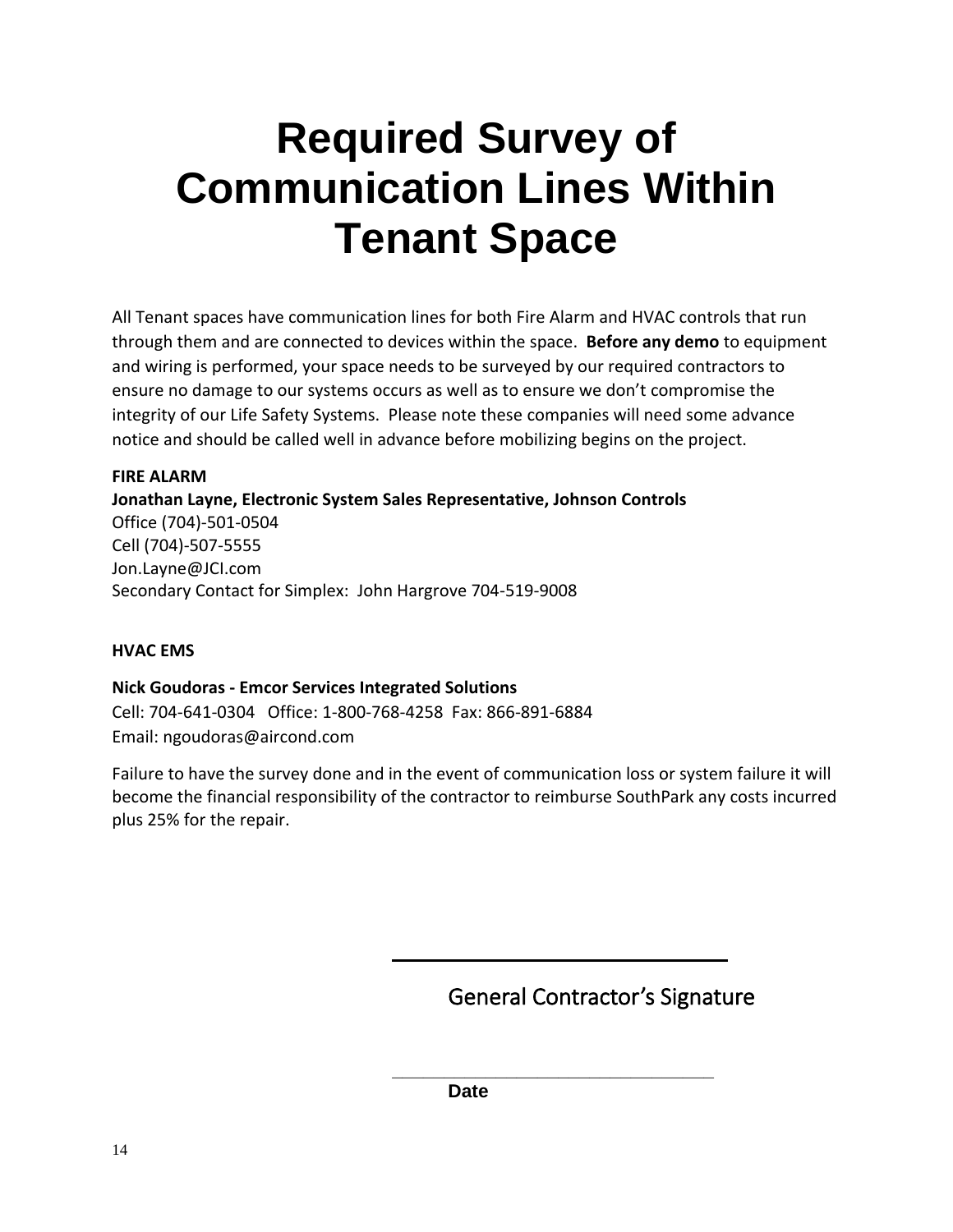# Required Survey of Communication Lines Within Tenant Space

All Tenant spaces have communication lines for both Fire Alarm and HVAC controls that run through them and are connected to devices within the space. **Before any demo** to equipment and wiring is performed, your space needs to be surveyed by our required contractors to ensure no damage to our systems occurs as well as to ensure we don't compromise the integrity of our Life Safety Systems. Please note these companies will need some advance notice and should be called well in advance before mobilizing begins on the project.

**FIRE ALARM**
**Jonathan Layne, Electronic System Sales Representative, Johnson Controls**
Office (704)-501-0504
Cell (704)-507-5555
Jon.Layne@JCI.com
Secondary Contact for Simplex: John Hargrove 704-519-9008

**HVAC EMS**

**Nick Goudoras - Emcor Services Integrated Solutions**
Cell: 704-641-0304 Office: 1-800-768-4258 Fax: 866-891-6884
Email: ngoudoras@aircond.com

Failure to have the survey done and in the event of communication loss or system failure it will become the financial responsibility of the contractor to reimburse SouthPark any costs incurred plus 25% for the repair.

\_\_\_\_\_\_\_\_\_\_\_\_\_\_\_\_\_\_\_\_\_\_\_\_\_\_\_\_\_\_\_\_

General Contractor's Signature

\_\_\_\_\_\_\_\_\_\_\_\_\_\_\_\_\_\_\_\_\_\_\_\_\_\_\_\_\_\_\_\_

**Date**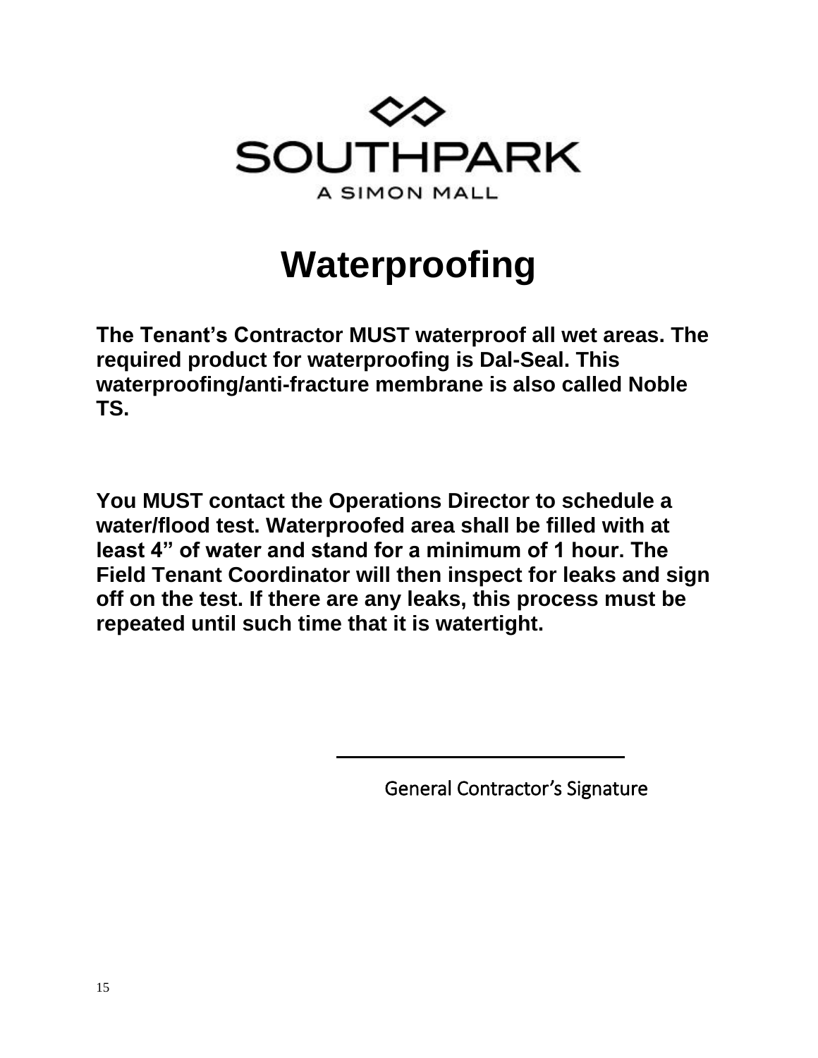SOUTHPARK

A SIMON MALL

# Waterproofing

**The Tenant's Contractor MUST waterproof all wet areas. The required product for waterproofing is Dal-Seal. This waterproofing/anti-fracture membrane is also called Noble TS.**

**You MUST contact the Operations Director to schedule a water/flood test. Waterproofed area shall be filled with at least 4" of water and stand for a minimum of 1 hour. The Field Tenant Coordinator will then inspect for leaks and sign off on the test. If there are any leaks, this process must be repeated until such time that it is watertight.**

\_\_\_\_\_\_\_\_\_\_\_\_\_\_\_\_\_\_\_\_\_\_\_\_\_\_\_\_\_\_

General Contractor's Signature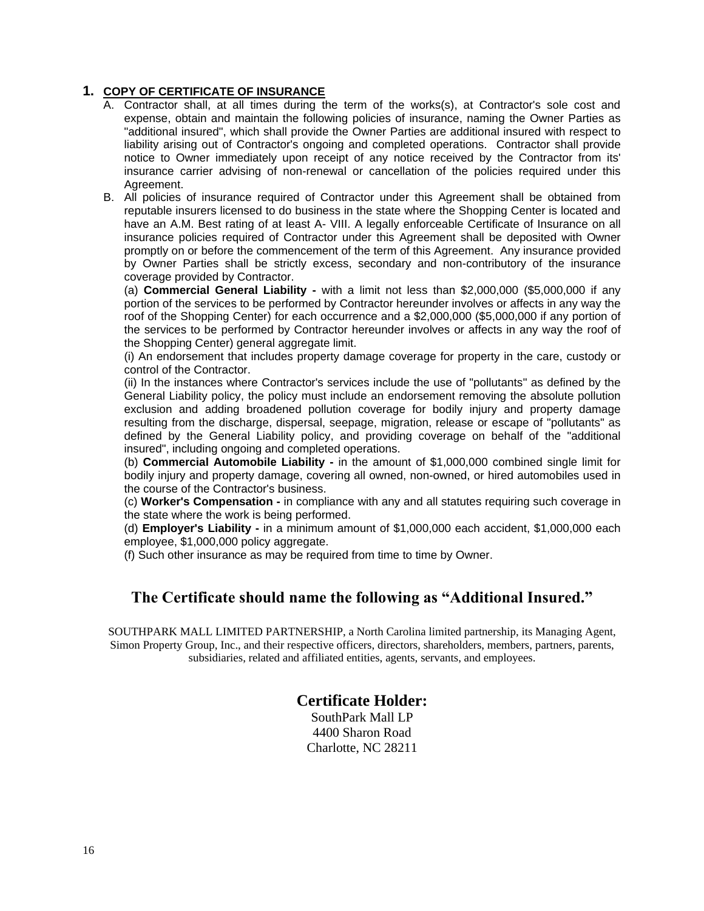## 1. COPY OF CERTIFICATE OF INSURANCE

A. Contractor shall, at all times during the term of the works(s), at Contractor's sole cost and expense, obtain and maintain the following policies of insurance, naming the Owner Parties as "additional insured", which shall provide the Owner Parties are additional insured with respect to liability arising out of Contractor's ongoing and completed operations. Contractor shall provide notice to Owner immediately upon receipt of any notice received by the Contractor from its' insurance carrier advising of non-renewal or cancellation of the policies required under this Agreement.

B. All policies of insurance required of Contractor under this Agreement shall be obtained from reputable insurers licensed to do business in the state where the Shopping Center is located and have an A.M. Best rating of at least A- VIII. A legally enforceable Certificate of Insurance on all insurance policies required of Contractor under this Agreement shall be deposited with Owner promptly on or before the commencement of the term of this Agreement. Any insurance provided by Owner Parties shall be strictly excess, secondary and non-contributory of the insurance coverage provided by Contractor.

(a) **Commercial General Liability -** with a limit not less than $2,000,000 ($5,000,000 if any portion of the services to be performed by Contractor hereunder involves or affects in any way the roof of the Shopping Center) for each occurrence and a $2,000,000 ($5,000,000 if any portion of the services to be performed by Contractor hereunder involves or affects in any way the roof of the Shopping Center) general aggregate limit.

(i) An endorsement that includes property damage coverage for property in the care, custody or control of the Contractor.

(ii) In the instances where Contractor's services include the use of "pollutants" as defined by the General Liability policy, the policy must include an endorsement removing the absolute pollution exclusion and adding broadened pollution coverage for bodily injury and property damage resulting from the discharge, dispersal, seepage, migration, release or escape of "pollutants" as defined by the General Liability policy, and providing coverage on behalf of the "additional insured", including ongoing and completed operations.

(b) **Commercial Automobile Liability -** in the amount of $1,000,000 combined single limit for bodily injury and property damage, covering all owned, non-owned, or hired automobiles used in the course of the Contractor's business.

(c) **Worker's Compensation -** in compliance with any and all statutes requiring such coverage in the state where the work is being performed.

(d) **Employer's Liability -** in a minimum amount of $1,000,000 each accident, $1,000,000 each employee, $1,000,000 policy aggregate.

(f) Such other insurance as may be required from time to time by Owner.

## The Certificate should name the following as "Additional Insured."

SOUTHPARK MALL LIMITED PARTNERSHIP, a North Carolina limited partnership, its Managing Agent, Simon Property Group, Inc., and their respective officers, directors, shareholders, members, partners, parents, subsidiaries, related and affiliated entities, agents, servants, and employees.

## Certificate Holder:

SouthPark Mall LP
4400 Sharon Road
Charlotte, NC 28211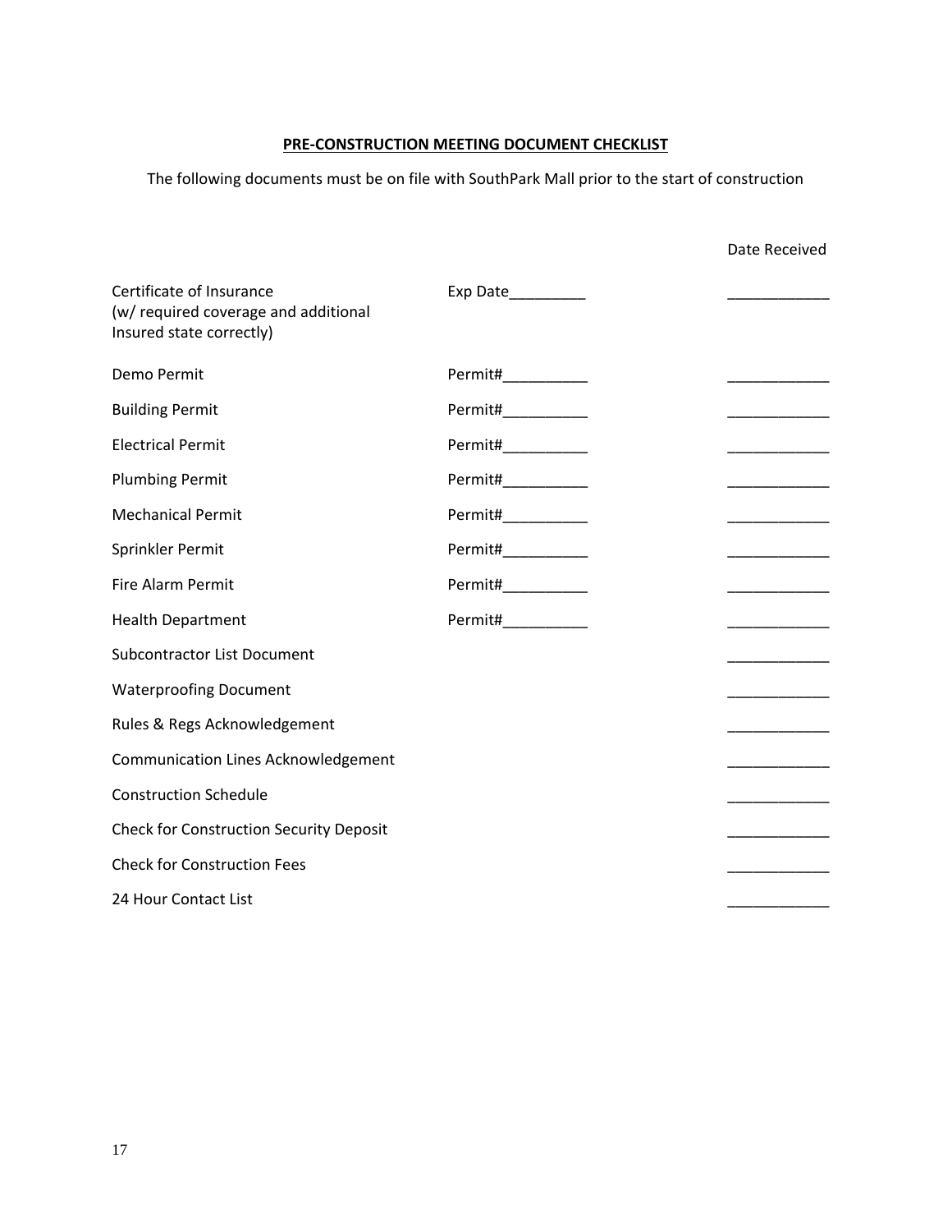**PRE-CONSTRUCTION MEETING DOCUMENT CHECKLIST**

The following documents must be on file with SouthPark Mall prior to the start of construction

| | | Date Received |
|---|---|---|
| Certificate of Insurance (w/ required coverage and additional Insured state correctly) | Exp Date_________ | ____________ |
| Demo Permit | Permit#__________ | ____________ |
| Building Permit | Permit#__________ | ____________ |
| Electrical Permit | Permit#__________ | ____________ |
| Plumbing Permit | Permit#__________ | ____________ |
| Mechanical Permit | Permit#__________ | ____________ |
| Sprinkler Permit | Permit#__________ | ____________ |
| Fire Alarm Permit | Permit#__________ | ____________ |
| Health Department | Permit#__________ | ____________ |
| Subcontractor List Document | | ____________ |
| Waterproofing Document | | ____________ |
| Rules & Regs Acknowledgement | | ____________ |
| Communication Lines Acknowledgement | | ____________ |
| Construction Schedule | | ____________ |
| Check for Construction Security Deposit | | ____________ |
| Check for Construction Fees | | ____________ |
| 24 Hour Contact List | | ____________ |